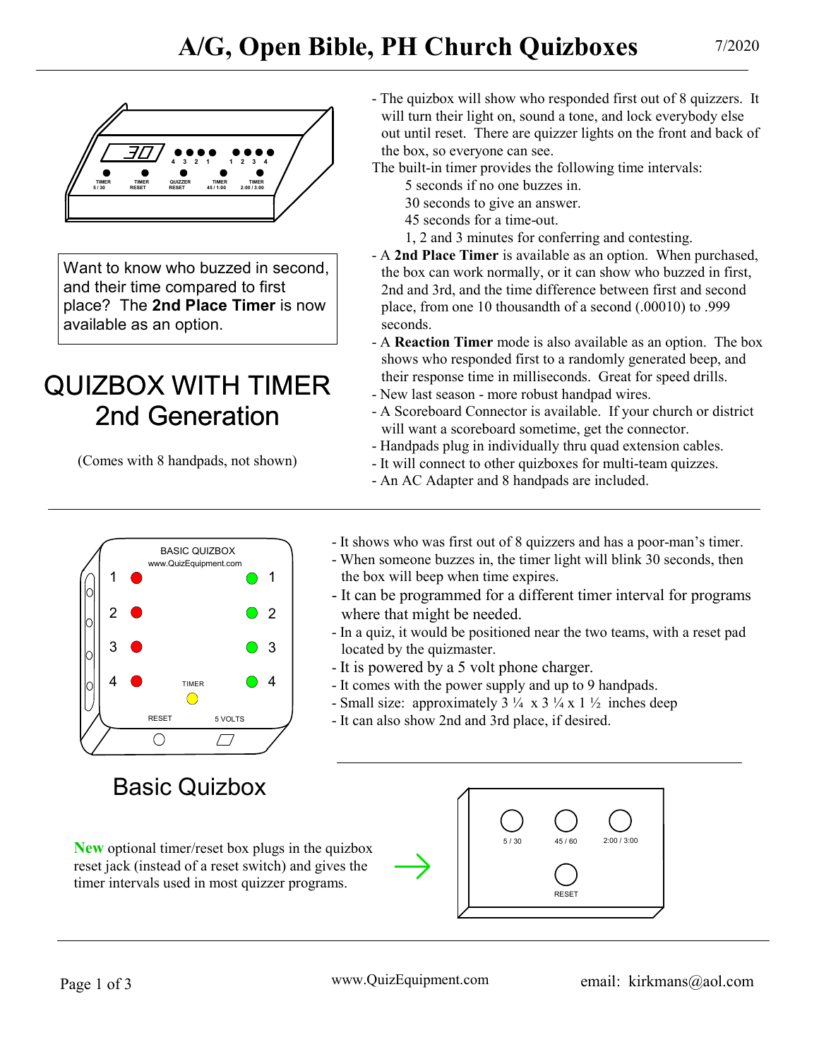# A/G, Open Bible, PH Church Quizboxes

7/2020

Want to know who buzzed in second, and their time compared to first place? The **2nd Place Timer** is now available as an option.

## QUIZBOX WITH TIMER 2nd Generation

(Comes with 8 handpads, not shown)

- The quizbox will show who responded first out of 8 quizzers. It will turn their light on, sound a tone, and lock everybody else out until reset. There are quizzer lights on the front and back of the box, so everyone can see.

The built-in timer provides the following time intervals:

5 seconds if no one buzzes in.
30 seconds to give an answer.
45 seconds for a time-out.
1, 2 and 3 minutes for conferring and contesting.

- A **2nd Place Timer** is available as an option. When purchased, the box can work normally, or it can show who buzzed in first, 2nd and 3rd, and the time difference between first and second place, from one 10 thousandth of a second (.00010) to .999 seconds.
- A **Reaction Timer** mode is also available as an option. The box shows who responded first to a randomly generated beep, and their response time in milliseconds. Great for speed drills.
- New last season - more robust handpad wires.
- A Scoreboard Connector is available. If your church or district will want a scoreboard sometime, get the connector.
- Handpads plug in individually thru quad extension cables.
- It will connect to other quizboxes for multi-team quizzes.
- An AC Adapter and 8 handpads are included.

---

## Basic Quizbox

- It shows who was first out of 8 quizzers and has a poor-man's timer.
- When someone buzzes in, the timer light will blink 30 seconds, then the box will beep when time expires.
- It can be programmed for a different timer interval for programs where that might be needed.
- In a quiz, it would be positioned near the two teams, with a reset pad located by the quizmaster.
- It is powered by a 5 volt phone charger.
- It comes with the power supply and up to 9 handpads.
- Small size: approximately 3 ¼ x 3 ¼ x 1 ½ inches deep
- It can also show 2nd and 3rd place, if desired.

**New** optional timer/reset box plugs in the quizbox reset jack (instead of a reset switch) and gives the timer intervals used in most quizzer programs.

www.QuizEquipment.com

email: kirkmans@aol.com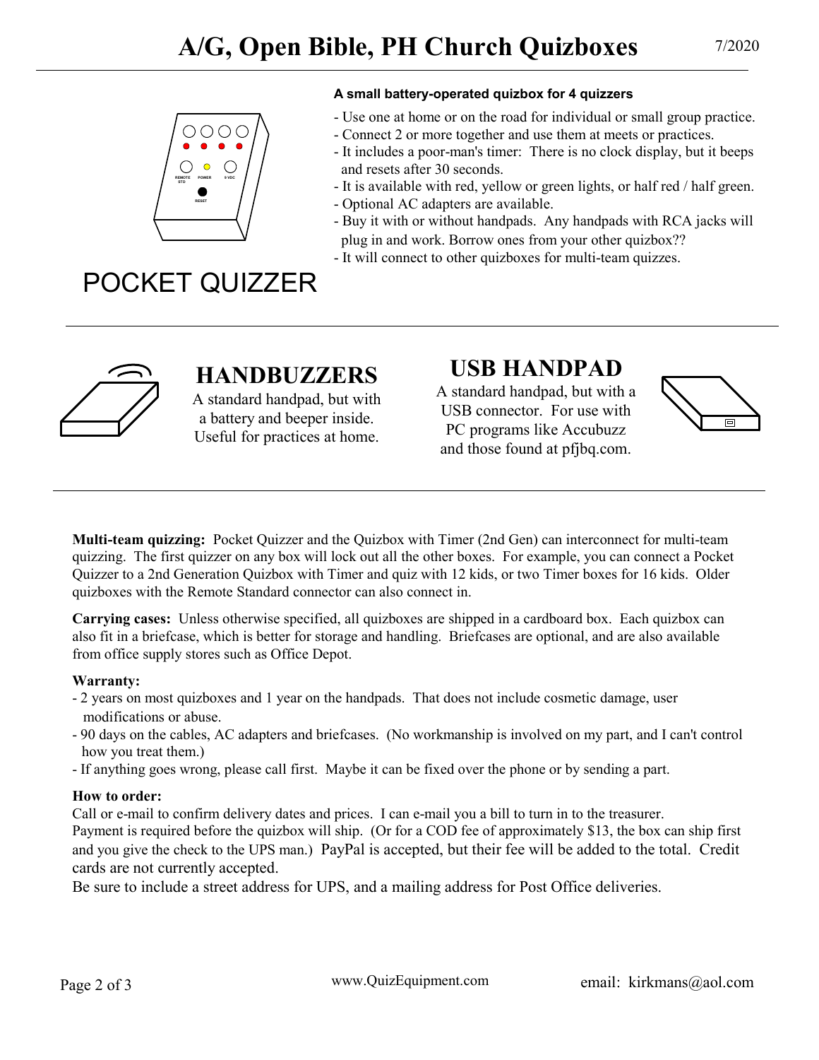# A/G, Open Bible, PH Church Quizboxes

7/2020

## POCKET QUIZZER

**A small battery-operated quizbox for 4 quizzers**

- Use one at home or on the road for individual or small group practice.
- Connect 2 or more together and use them at meets or practices.
- It includes a poor-man's timer: There is no clock display, but it beeps and resets after 30 seconds.
- It is available with red, yellow or green lights, or half red / half green.
- Optional AC adapters are available.
- Buy it with or without handpads. Any handpads with RCA jacks will plug in and work. Borrow ones from your other quizbox??
- It will connect to other quizboxes for multi-team quizzes.

## HANDBUZZERS

A standard handpad, but with a battery and beeper inside. Useful for practices at home.

## USB HANDPAD

A standard handpad, but with a USB connector. For use with PC programs like Accubuzz and those found at pfjbq.com.

**Multi-team quizzing:** Pocket Quizzer and the Quizbox with Timer (2nd Gen) can interconnect for multi-team quizzing. The first quizzer on any box will lock out all the other boxes. For example, you can connect a Pocket Quizzer to a 2nd Generation Quizbox with Timer and quiz with 12 kids, or two Timer boxes for 16 kids. Older quizboxes with the Remote Standard connector can also connect in.

**Carrying cases:** Unless otherwise specified, all quizboxes are shipped in a cardboard box. Each quizbox can also fit in a briefcase, which is better for storage and handling. Briefcases are optional, and are also available from office supply stores such as Office Depot.

**Warranty:**

- 2 years on most quizboxes and 1 year on the handpads. That does not include cosmetic damage, user modifications or abuse.
- 90 days on the cables, AC adapters and briefcases. (No workmanship is involved on my part, and I can't control how you treat them.)
- If anything goes wrong, please call first. Maybe it can be fixed over the phone or by sending a part.

**How to order:**

Call or e-mail to confirm delivery dates and prices. I can e-mail you a bill to turn in to the treasurer.
Payment is required before the quizbox will ship. (Or for a COD fee of approximately $13, the box can ship first and you give the check to the UPS man.) PayPal is accepted, but their fee will be added to the total. Credit cards are not currently accepted.
Be sure to include a street address for UPS, and a mailing address for Post Office deliveries.

www.QuizEquipment.com email: kirkmans@aol.com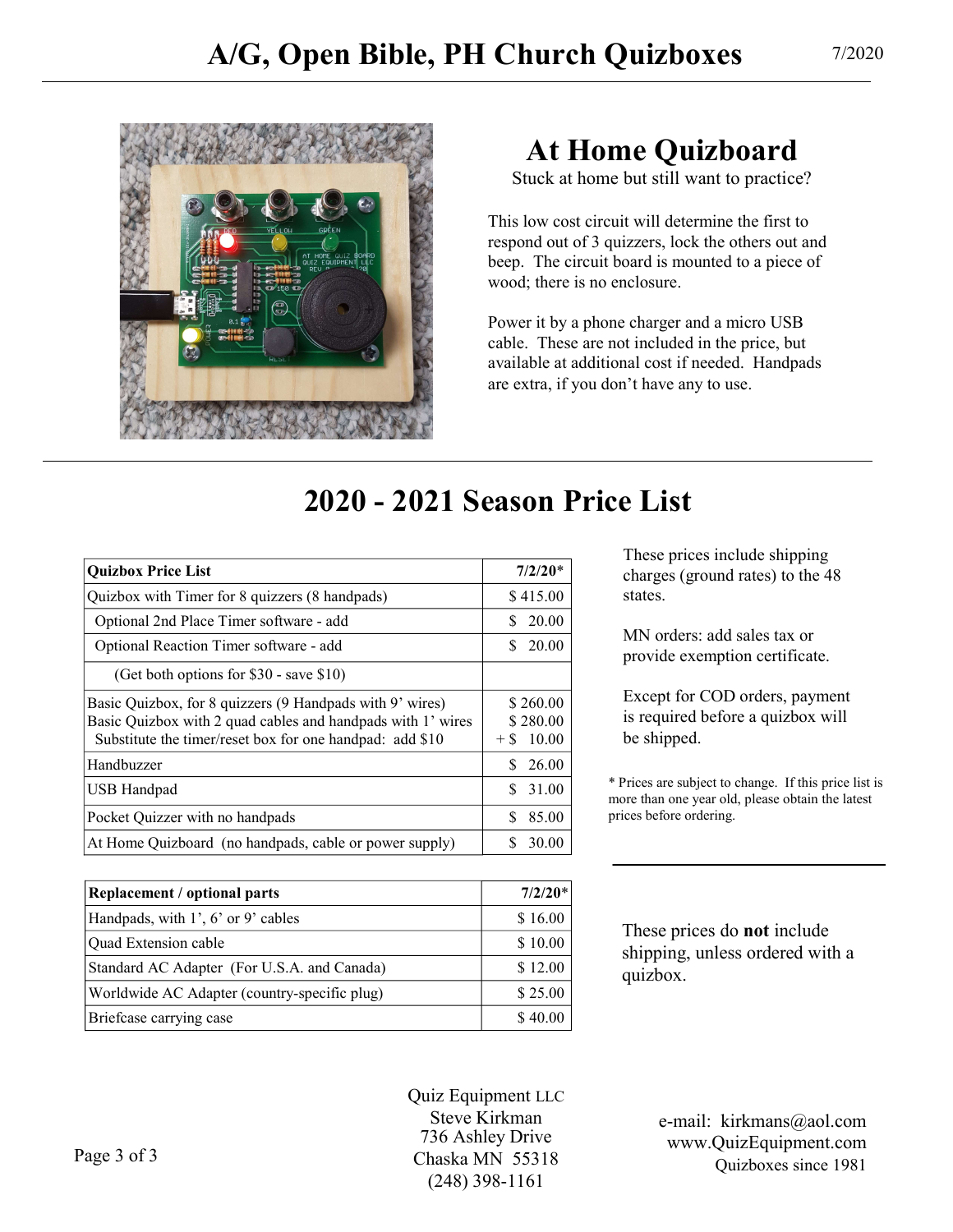# A/G, Open Bible, PH Church Quizboxes

7/2020

## At Home Quizboard

Stuck at home but still want to practice?

This low cost circuit will determine the first to respond out of 3 quizzers, lock the others out and beep. The circuit board is mounted to a piece of wood; there is no enclosure.

Power it by a phone charger and a micro USB cable. These are not included in the price, but available at additional cost if needed. Handpads are extra, if you don't have any to use.

## 2020 - 2021 Season Price List

| **Quizbox Price List** | **7/2/20*** |
|---|---|
| Quizbox with Timer for 8 quizzers (8 handpads) | $ 415.00 |
| Optional 2nd Place Timer software - add | $ 20.00 |
| Optional Reaction Timer software - add | $ 20.00 |
| (Get both options for $30 - save $10) | |
| Basic Quizbox, for 8 quizzers (9 Handpads with 9' wires) | $ 260.00 |
| Basic Quizbox with 2 quad cables and handpads with 1' wires | $ 280.00 |
| Substitute the timer/reset box for one handpad: add $10 | + $ 10.00 |
| Handbuzzer | $ 26.00 |
| USB Handpad | $ 31.00 |
| Pocket Quizzer with no handpads | $ 85.00 |
| At Home Quizboard (no handpads, cable or power supply) | $ 30.00 |

These prices include shipping charges (ground rates) to the 48 states.

MN orders: add sales tax or provide exemption certificate.

Except for COD orders, payment is required before a quizbox will be shipped.

* Prices are subject to change. If this price list is more than one year old, please obtain the latest prices before ordering.

| **Replacement / optional parts** | **7/2/20*** |
|---|---|
| Handpads, with 1', 6' or 9' cables | $ 16.00 |
| Quad Extension cable | $ 10.00 |
| Standard AC Adapter (For U.S.A. and Canada) | $ 12.00 |
| Worldwide AC Adapter (country-specific plug) | $ 25.00 |
| Briefcase carrying case | $ 40.00 |

These prices do **not** include shipping, unless ordered with a quizbox.

Quiz Equipment LLC
Steve Kirkman
736 Ashley Drive
Chaska MN 55318
(248) 398-1161

e-mail: kirkmans@aol.com
www.QuizEquipment.com
Quizboxes since 1981